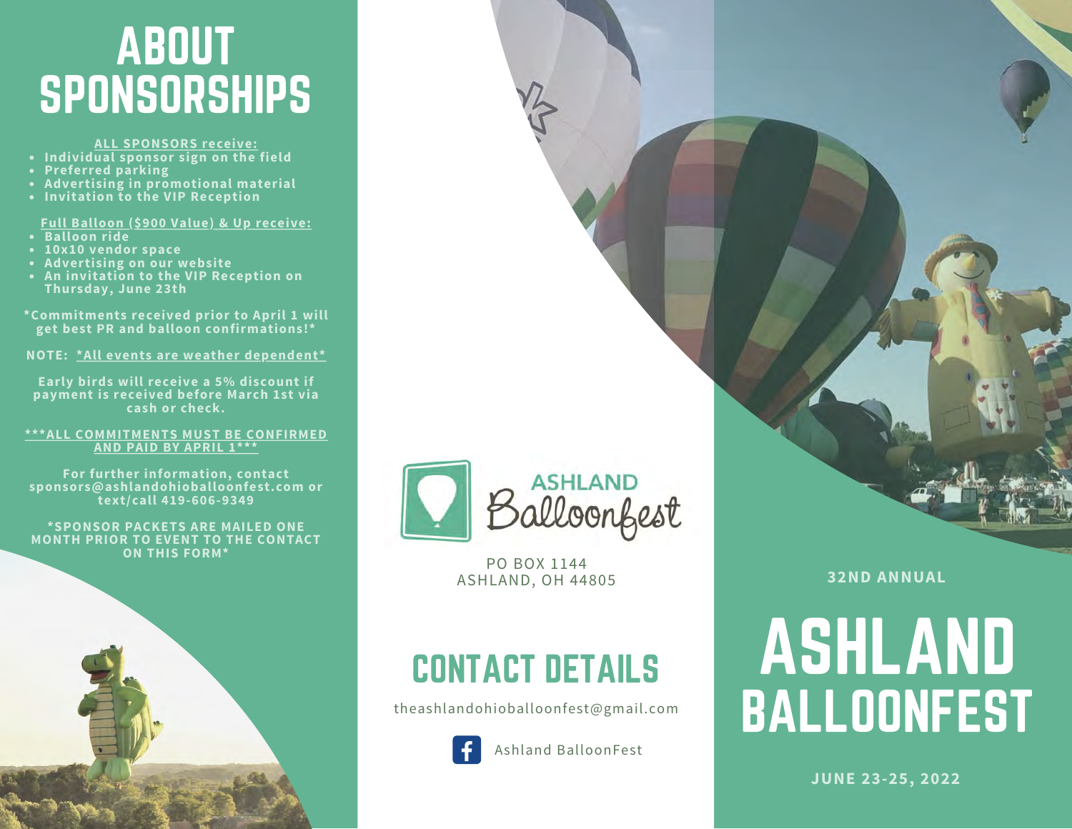# ABOUT SPONSORSHIPS

**ALL SPONSORS receive:**

- Individual sponsor sign on the field
- Preferred parking
- Advertising in promotional material
- Invitation to the VIP Reception

**Full Balloon ($900 Value) & Up receive:**

- Balloon ride
- 10x10 vendor space
- Advertising on our website
- An invitation to the VIP Reception on Thursday, June 23th

**\*Commitments received prior to April 1 will get best PR and balloon confirmations!\***

**NOTE: *All events are weather dependent***

**Early birds will receive a 5% discount if payment is received before March 1st via cash or check.**

**\*\*\*ALL COMMITMENTS MUST BE CONFIRMED AND PAID BY APRIL 1\*\*\***

**For further information, contact sponsors@ashlandohioballoonfest.com or text/call 419-606-9349**

**\*SPONSOR PACKETS ARE MAILED ONE MONTH PRIOR TO EVENT TO THE CONTACT ON THIS FORM\***

ASHLAND Balloonfest

PO BOX 1144
ASHLAND, OH 44805

# CONTACT DETAILS

theashlandohioballoonfest@gmail.com

Ashland BalloonFest

**32ND ANNUAL**

# ASHLAND BALLOONFEST

**JUNE 23-25, 2022**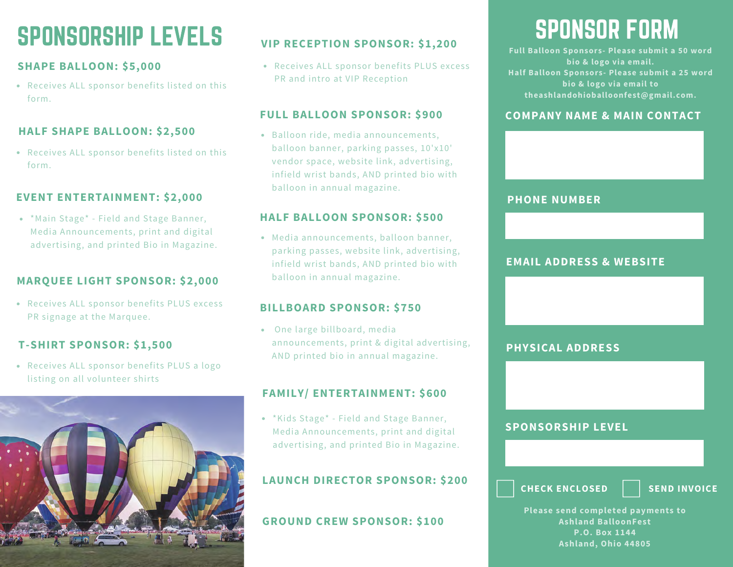# SPONSORSHIP LEVELS

### SHAPE BALLOON: $5,000

- Receives ALL sponsor benefits listed on this form.

### HALF SHAPE BALLOON: $2,500

- Receives ALL sponsor benefits listed on this form.

### EVENT ENTERTAINMENT: $2,000

- *Main Stage* - Field and Stage Banner, Media Announcements, print and digital advertising, and printed Bio in Magazine.

### MARQUEE LIGHT SPONSOR: $2,000

- Receives ALL sponsor benefits PLUS excess PR signage at the Marquee.

### T-SHIRT SPONSOR: $1,500

- Receives ALL sponsor benefits PLUS a logo listing on all volunteer shirts

### VIP RECEPTION SPONSOR: $1,200

- Receives ALL sponsor benefits PLUS excess PR and intro at VIP Reception

### FULL BALLOON SPONSOR: $900

- Balloon ride, media announcements, balloon banner, parking passes, 10'x10' vendor space, website link, advertising, infield wrist bands, AND printed bio with balloon in annual magazine.

### HALF BALLOON SPONSOR: $500

- Media announcements, balloon banner, parking passes, website link, advertising, infield wrist bands, AND printed bio with balloon in annual magazine.

### BILLBOARD SPONSOR: $750

- One large billboard, media announcements, print & digital advertising, AND printed bio in annual magazine.

### FAMILY/ ENTERTAINMENT: $600

- *Kids Stage* - Field and Stage Banner, Media Announcements, print and digital advertising, and printed Bio in Magazine.

### LAUNCH DIRECTOR SPONSOR: $200

### GROUND CREW SPONSOR: $100

# SPONSOR FORM

**Full Balloon Sponsors- Please submit a 50 word bio & logo via email.**
**Half Balloon Sponsors- Please submit a 25 word bio & logo via email to theashlandohioballoonfest@gmail.com.**

**COMPANY NAME & MAIN CONTACT**

**PHONE NUMBER**

**EMAIL ADDRESS & WEBSITE**

**PHYSICAL ADDRESS**

**SPONSORSHIP LEVEL**

☐ CHECK ENCLOSED ☐ SEND INVOICE

**Please send completed payments to**
**Ashland BalloonFest**
**P.O. Box 1144**
**Ashland, Ohio 44805**